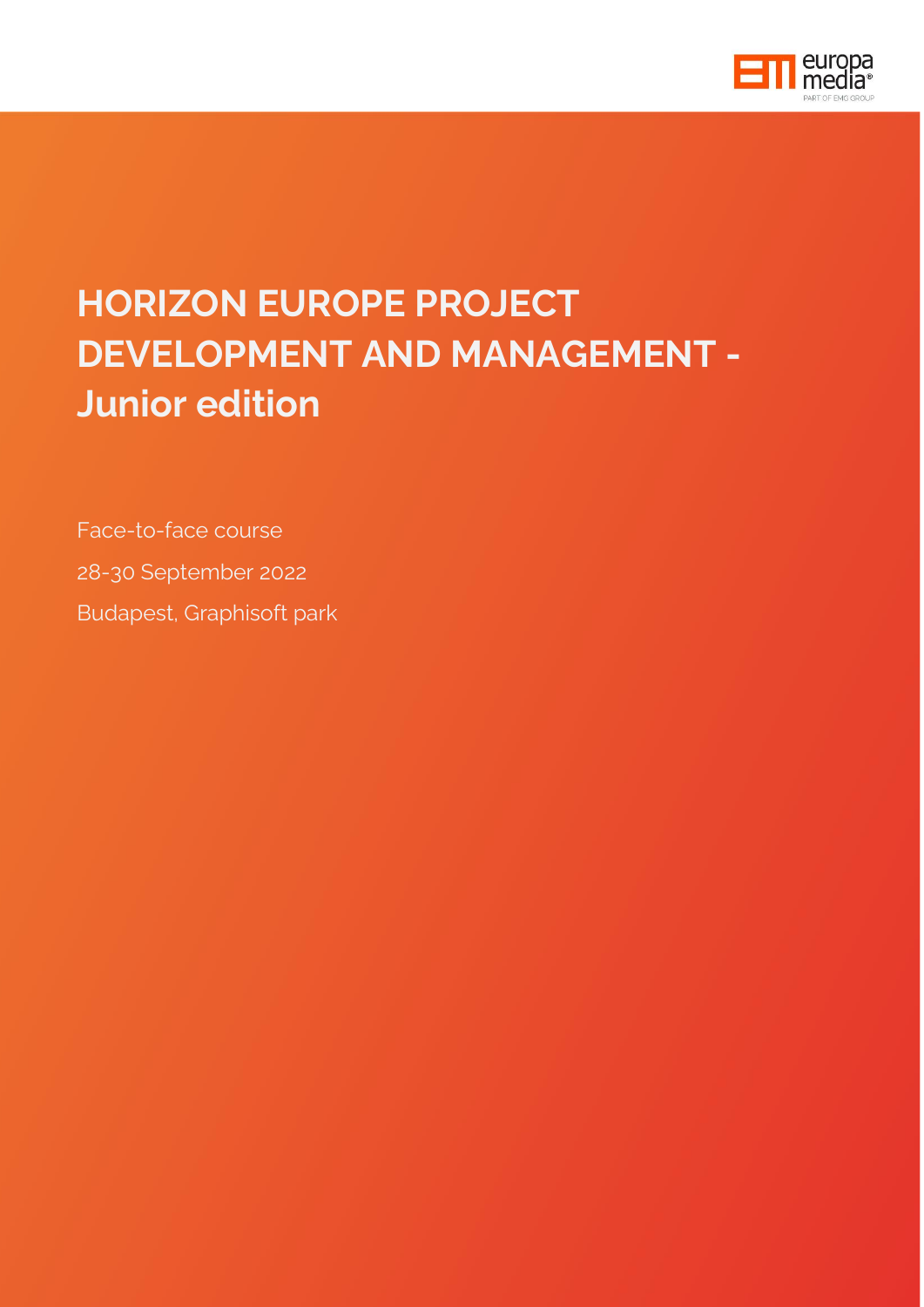# HORIZON EUROPE PROJECT DEVELOPMENT AND MANAGEMENT - Junior edition

Face-to-face course

28-30 September 2022

Budapest, Graphisoft park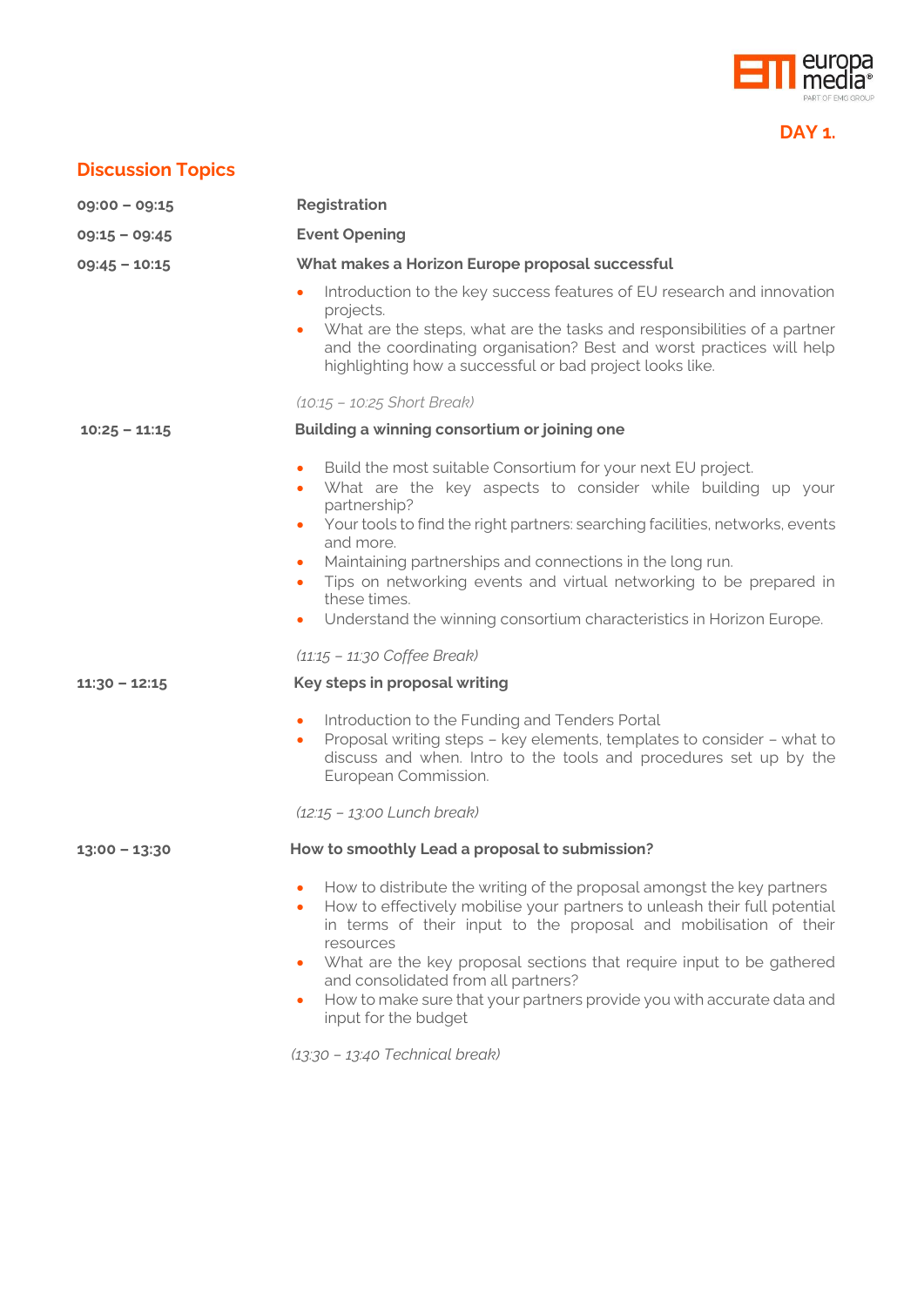**DAY 1.**

## Discussion Topics

**09:00 – 09:15** **Registration**

**09:15 – 09:45** **Event Opening**

**09:45 – 10:15** **What makes a Horizon Europe proposal successful**

- Introduction to the key success features of EU research and innovation projects.
- What are the steps, what are the tasks and responsibilities of a partner and the coordinating organisation? Best and worst practices will help highlighting how a successful or bad project looks like.

*(10:15 – 10:25 Short Break)*

**10:25 – 11:15** **Building a winning consortium or joining one**

- Build the most suitable Consortium for your next EU project.
- What are the key aspects to consider while building up your partnership?
- Your tools to find the right partners: searching facilities, networks, events and more.
- Maintaining partnerships and connections in the long run.
- Tips on networking events and virtual networking to be prepared in these times.
- Understand the winning consortium characteristics in Horizon Europe.

*(11:15 – 11:30 Coffee Break)*

**11:30 – 12:15** **Key steps in proposal writing**

- Introduction to the Funding and Tenders Portal
- Proposal writing steps – key elements, templates to consider – what to discuss and when. Intro to the tools and procedures set up by the European Commission.

*(12:15 – 13:00 Lunch break)*

**13:00 – 13:30** **How to smoothly Lead a proposal to submission?**

- How to distribute the writing of the proposal amongst the key partners
- How to effectively mobilise your partners to unleash their full potential in terms of their input to the proposal and mobilisation of their resources
- What are the key proposal sections that require input to be gathered and consolidated from all partners?
- How to make sure that your partners provide you with accurate data and input for the budget

*(13:30 – 13:40 Technical break)*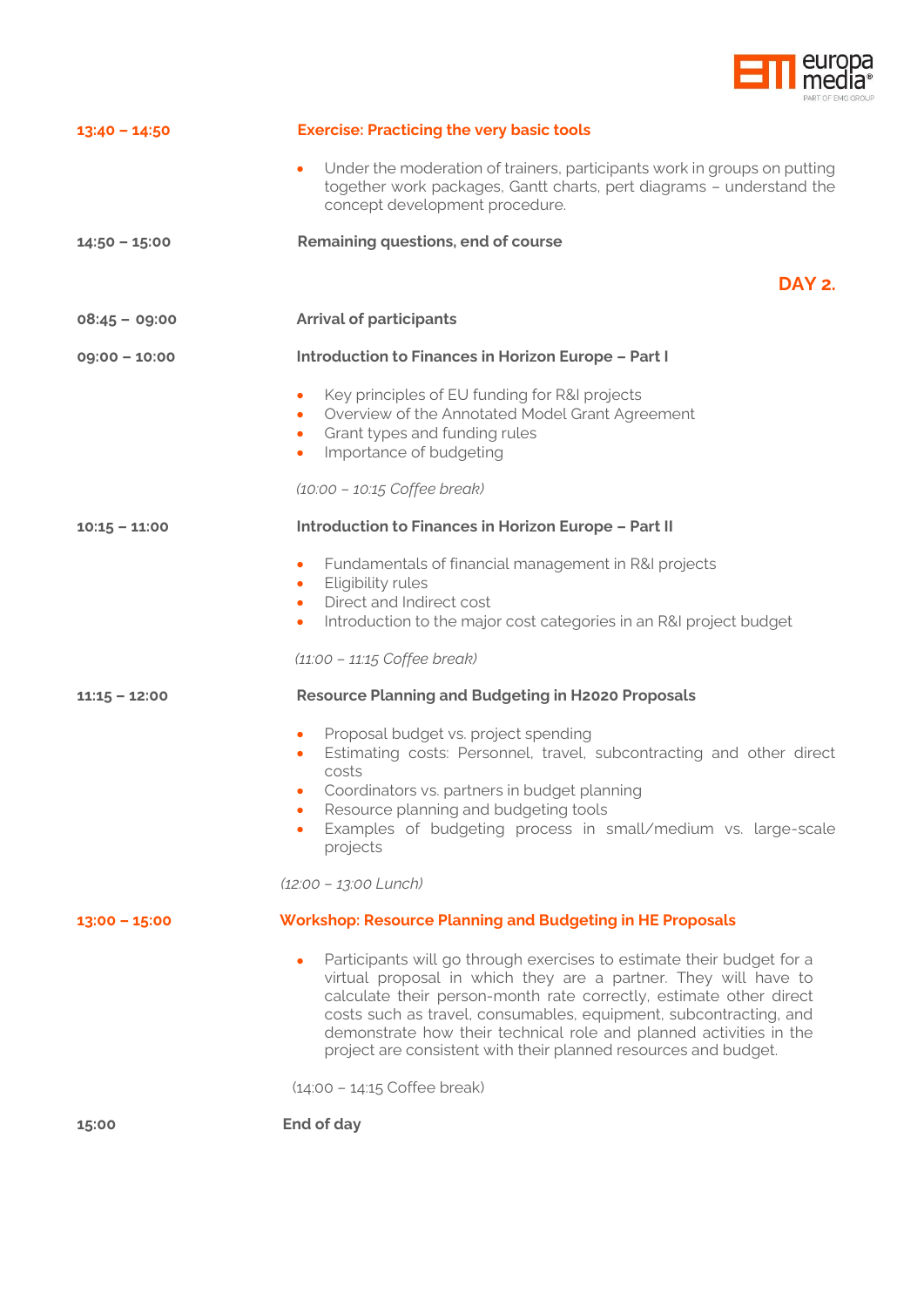**13:40 – 14:50** **Exercise: Practicing the very basic tools**

- Under the moderation of trainers, participants work in groups on putting together work packages, Gantt charts, pert diagrams – understand the concept development procedure.

**14:50 – 15:00** **Remaining questions, end of course**

## DAY 2.

**08:45 – 09:00** **Arrival of participants**

**09:00 – 10:00** **Introduction to Finances in Horizon Europe – Part I**

- Key principles of EU funding for R&I projects
- Overview of the Annotated Model Grant Agreement
- Grant types and funding rules
- Importance of budgeting

*(10:00 – 10:15 Coffee break)*

**10:15 – 11:00** **Introduction to Finances in Horizon Europe – Part II**

- Fundamentals of financial management in R&I projects
- Eligibility rules
- Direct and Indirect cost
- Introduction to the major cost categories in an R&I project budget

*(11:00 – 11:15 Coffee break)*

**11:15 – 12:00** **Resource Planning and Budgeting in H2020 Proposals**

- Proposal budget vs. project spending
- Estimating costs: Personnel, travel, subcontracting and other direct costs
- Coordinators vs. partners in budget planning
- Resource planning and budgeting tools
- Examples of budgeting process in small/medium vs. large-scale projects

*(12:00 – 13:00 Lunch)*

**13:00 – 15:00** **Workshop: Resource Planning and Budgeting in HE Proposals**

- Participants will go through exercises to estimate their budget for a virtual proposal in which they are a partner. They will have to calculate their person-month rate correctly, estimate other direct costs such as travel, consumables, equipment, subcontracting, and demonstrate how their technical role and planned activities in the project are consistent with their planned resources and budget.

(14:00 – 14:15 Coffee break)

**15:00** **End of day**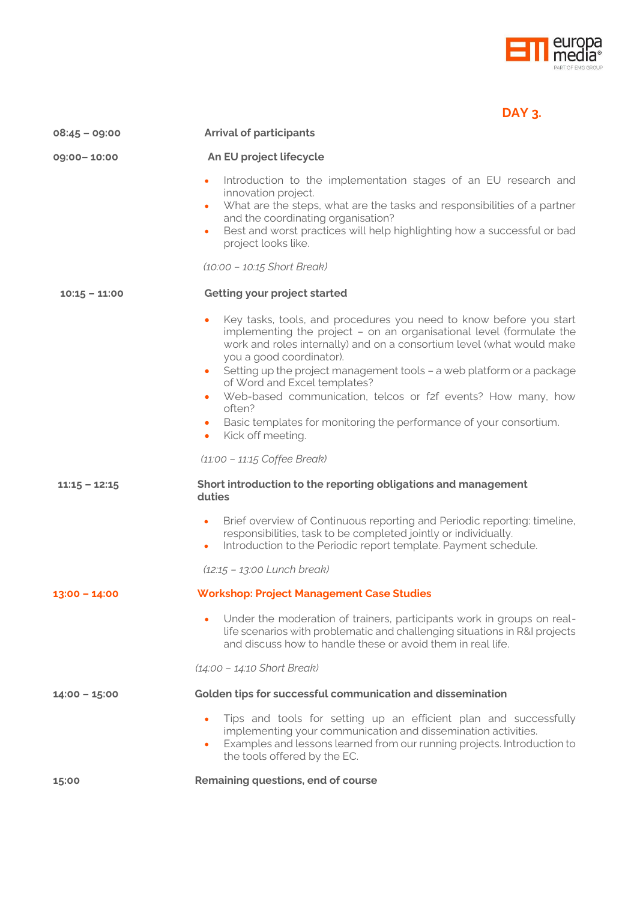## DAY 3.

**08:45 – 09:00** **Arrival of participants**

**09:00– 10:00** **An EU project lifecycle**

- Introduction to the implementation stages of an EU research and innovation project.
- What are the steps, what are the tasks and responsibilities of a partner and the coordinating organisation?
- Best and worst practices will help highlighting how a successful or bad project looks like.

*(10:00 – 10:15 Short Break)*

**10:15 – 11:00** **Getting your project started**

- Key tasks, tools, and procedures you need to know before you start implementing the project – on an organisational level (formulate the work and roles internally) and on a consortium level (what would make you a good coordinator).
- Setting up the project management tools – a web platform or a package of Word and Excel templates?
- Web-based communication, telcos or f2f events? How many, how often?
- Basic templates for monitoring the performance of your consortium.
- Kick off meeting.

*(11:00 – 11:15 Coffee Break)*

**11:15 – 12:15** **Short introduction to the reporting obligations and management duties**

- Brief overview of Continuous reporting and Periodic reporting: timeline, responsibilities, task to be completed jointly or individually.
- Introduction to the Periodic report template. Payment schedule.

*(12:15 – 13:00 Lunch break)*

**13:00 – 14:00** **Workshop: Project Management Case Studies**

- Under the moderation of trainers, participants work in groups on real-life scenarios with problematic and challenging situations in R&I projects and discuss how to handle these or avoid them in real life.

*(14:00 – 14:10 Short Break)*

**14:00 – 15:00** **Golden tips for successful communication and dissemination**

- Tips and tools for setting up an efficient plan and successfully implementing your communication and dissemination activities.
- Examples and lessons learned from our running projects. Introduction to the tools offered by the EC.

**15:00** **Remaining questions, end of course**